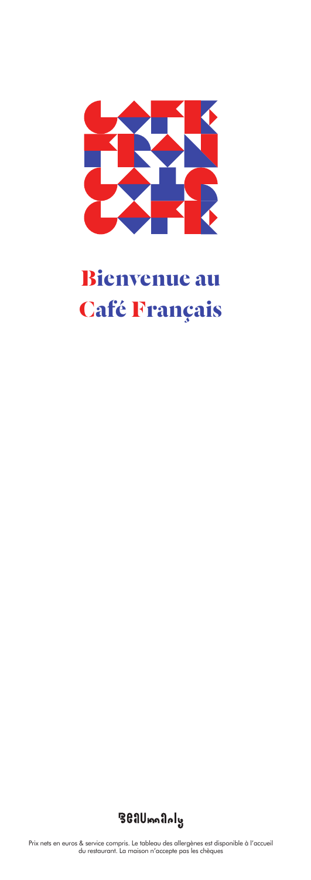# Bienvenue au Café Français

BEAUmarly

Prix nets en euros & service compris. Le tableau des allergènes est disponible à l'accueil du restaurant. La maison n'accepte pas les chèques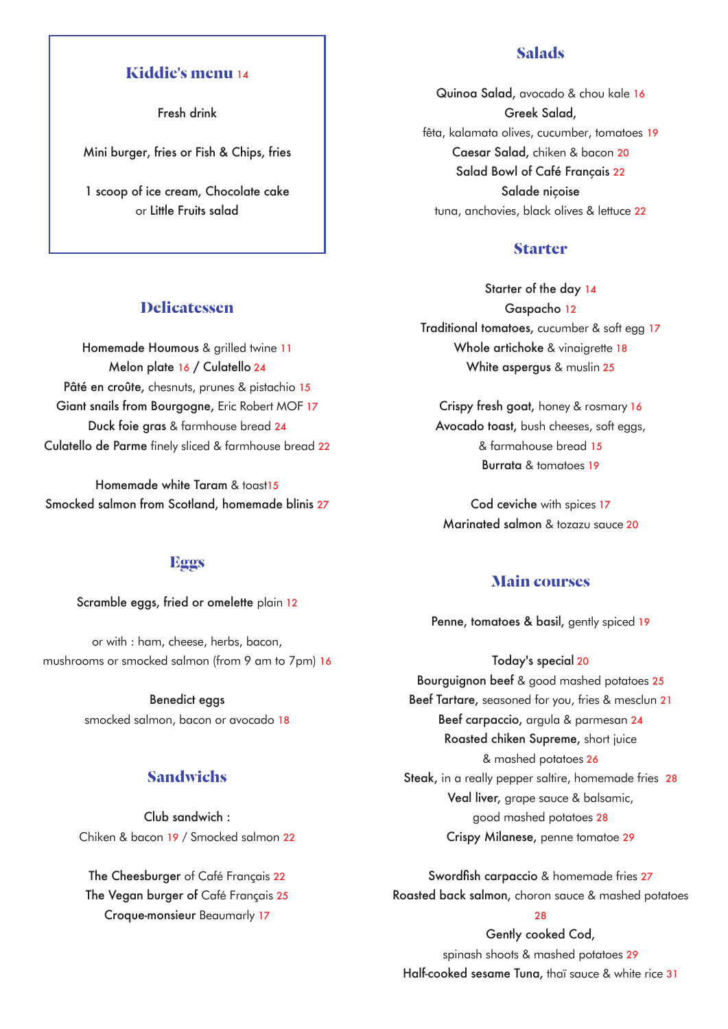## Kiddie's menu 14

Fresh drink

Mini burger, fries or Fish & Chips, fries

1 scoop of ice cream, Chocolate cake
or Little Fruits salad

## Delicatessen

**Homemade Houmous** & grilled twine 11
**Melon plate** 16 / **Culatello** 24
**Pâté en croûte,** chesnuts, prunes & pistachio 15
**Giant snails from Bourgogne,** Eric Robert MOF 17
**Duck foie gras** & farmhouse bread 24
**Culatello de Parme** finely sliced & farmhouse bread 22

**Homemade white Taram** & toast15
**Smocked salmon from Scotland, homemade blinis** 27

## Eggs

**Scramble eggs, fried or omelette** plain 12

or with : ham, cheese, herbs, bacon,
mushrooms or smocked salmon (from 9 am to 7pm) 16

**Benedict eggs**
smocked salmon, bacon or avocado 18

## Sandwichs

**Club sandwich :**
Chiken & bacon 19 / Smocked salmon 22

**The Cheesburger** of Café Français 22
**The Vegan burger** of Café Français 25
**Croque-monsieur** Beaumarly 17

## Salads

**Quinoa Salad,** avocado & chou kale 16
**Greek Salad,**
fêta, kalamata olives, cucumber, tomatoes 19
**Caesar Salad,** chiken & bacon 20
**Salad Bowl of Café Français** 22
**Salade niçoise**
tuna, anchovies, black olives & lettuce 22

## Starter

**Starter of the day** 14
**Gaspacho** 12
**Traditional tomatoes,** cucumber & soft egg 17
**Whole artichoke** & vinaigrette 18
**White aspergus** & muslin 25

**Crispy fresh goat,** honey & rosmary 16
**Avocado toast,** bush cheeses, soft eggs,
& farmahouse bread 15
**Burrata** & tomatoes 19

**Cod ceviche** with spices 17
**Marinated salmon** & tozazu sauce 20

## Main courses

**Penne, tomatoes & basil,** gently spiced 19

**Today's special** 20
**Bourguignon beef** & good mashed potatoes 25
**Beef Tartare,** seasoned for you, fries & mesclun 21
**Beef carpaccio,** argula & parmesan 24
**Roasted chiken Supreme,** short juice
& mashed potatoes 26
**Steak,** in a really pepper saltire, homemade fries 28
**Veal liver,** grape sauce & balsamic,
good mashed potatoes 28
**Crispy Milanese,** penne tomatoe 29

**Swordfish carpaccio** & homemade fries 27
**Roasted back salmon,** choron sauce & mashed potatoes
28
**Gently cooked Cod,**
spinash shoots & mashed potatoes 29
**Half-cooked sesame Tuna,** thaï sauce & white rice 31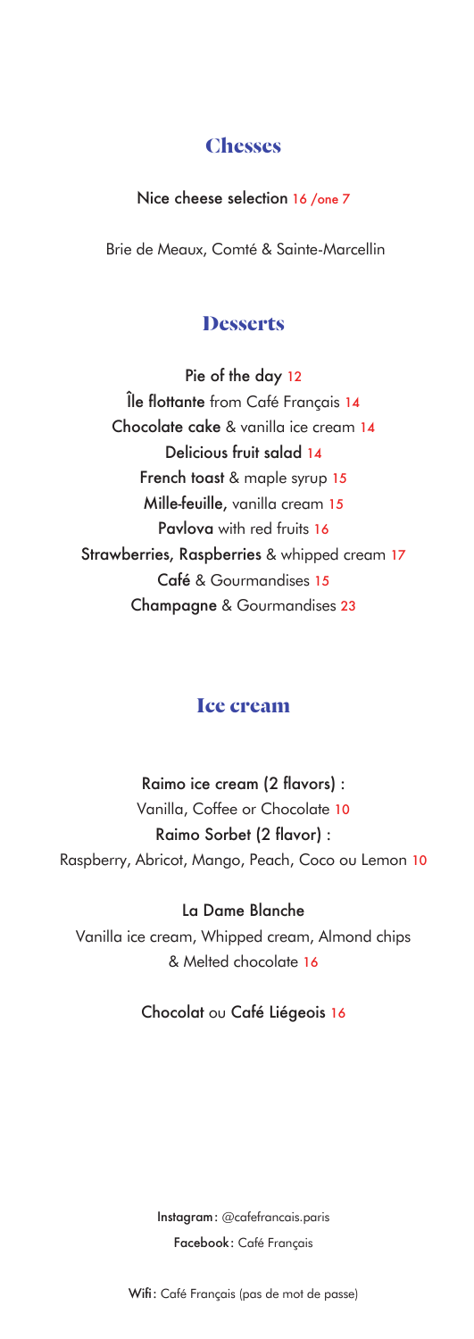## Chesses

**Nice cheese selection** 16 /one 7

Brie de Meaux, Comté & Sainte-Marcellin

## Desserts

**Pie of the day** 12
**Île flottante** from Café Français 14
**Chocolate cake** & vanilla ice cream 14
**Delicious fruit salad** 14
**French toast** & maple syrup 15
**Mille-feuille,** vanilla cream 15
**Pavlova** with red fruits 16
**Strawberries, Raspberries** & whipped cream 17
**Café** & Gourmandises 15
**Champagne** & Gourmandises 23

## Ice cream

**Raimo ice cream (2 flavors) :**
Vanilla, Coffee or Chocolate 10
**Raimo Sorbet (2 flavor) :**
Raspberry, Abricot, Mango, Peach, Coco ou Lemon 10

**La Dame Blanche**
Vanilla ice cream, Whipped cream, Almond chips & Melted chocolate 16

**Chocolat** ou **Café Liégeois** 16

**Instagram** : @cafefrancais.paris
**Facebook** : Café Français

**Wifi** : Café Français (pas de mot de passe)